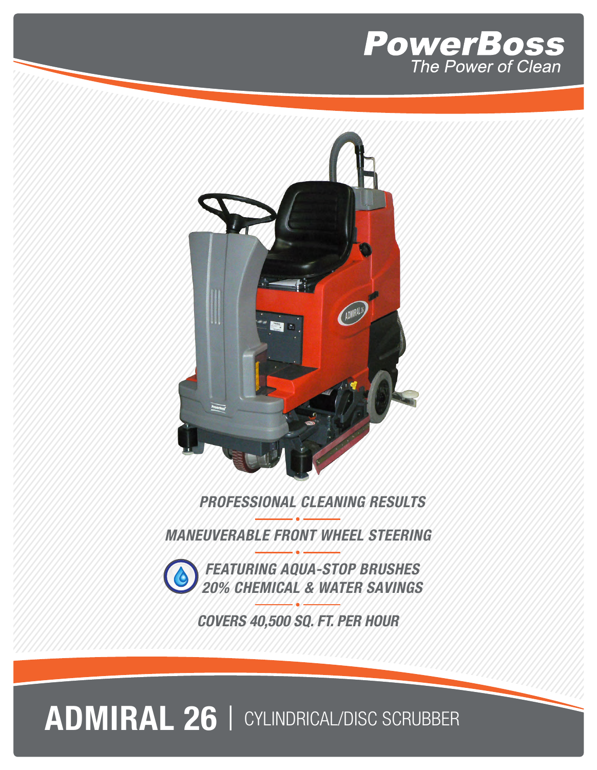**PowerBoss**
*The Power of Clean*

***PROFESSIONAL CLEANING RESULTS***

***MANEUVERABLE FRONT WHEEL STEERING***

***FEATURING AQUA-STOP BRUSHES***
***20% CHEMICAL & WATER SAVINGS***

***COVERS 40,500 SQ. FT. PER HOUR***

# ADMIRAL 26 | CYLINDRICAL/DISC SCRUBBER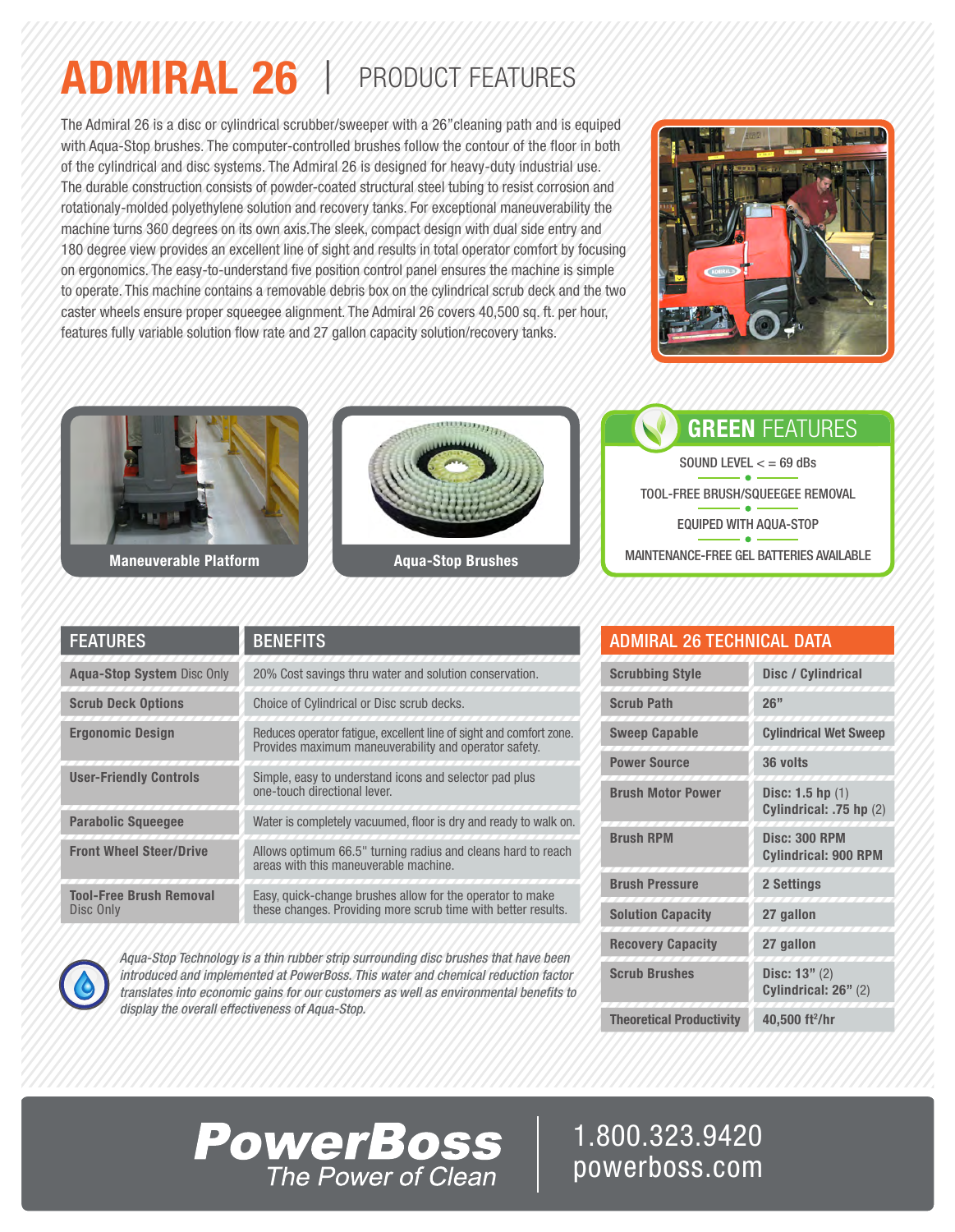# ADMIRAL 26 | PRODUCT FEATURES

The Admiral 26 is a disc or cylindrical scrubber/sweeper with a 26"cleaning path and is equiped with Aqua-Stop brushes. The computer-controlled brushes follow the contour of the floor in both of the cylindrical and disc systems. The Admiral 26 is designed for heavy-duty industrial use. The durable construction consists of powder-coated structural steel tubing to resist corrosion and rotationaly-molded polyethylene solution and recovery tanks. For exceptional maneuverability the machine turns 360 degrees on its own axis.The sleek, compact design with dual side entry and 180 degree view provides an excellent line of sight and results in total operator comfort by focusing on ergonomics. The easy-to-understand five position control panel ensures the machine is simple to operate. This machine contains a removable debris box on the cylindrical scrub deck and the two caster wheels ensure proper squeegee alignment. The Admiral 26 covers 40,500 sq. ft. per hour, features fully variable solution flow rate and 27 gallon capacity solution/recovery tanks.

Maneuverable Platform

Aqua-Stop Brushes

## GREEN FEATURES

- SOUND LEVEL < = 69 dBs
- TOOL-FREE BRUSH/SQUEEGEE REMOVAL
- EQUIPED WITH AQUA-STOP
- MAINTENANCE-FREE GEL BATTERIES AVAILABLE

| FEATURES | BENEFITS |
|---|---|
| **Aqua-Stop System** Disc Only | 20% Cost savings thru water and solution conservation. |
| **Scrub Deck Options** | Choice of Cylindrical or Disc scrub decks. |
| **Ergonomic Design** | Reduces operator fatigue, excellent line of sight and comfort zone. Provides maximum maneuverability and operator safety. |
| **User-Friendly Controls** | Simple, easy to understand icons and selector pad plus one-touch directional lever. |
| **Parabolic Squeegee** | Water is completely vacuumed, floor is dry and ready to walk on. |
| **Front Wheel Steer/Drive** | Allows optimum 66.5" turning radius and cleans hard to reach areas with this maneuverable machine. |
| **Tool-Free Brush Removal** Disc Only | Easy, quick-change brushes allow for the operator to make these changes. Providing more scrub time with better results. |

*Aqua-Stop Technology is a thin rubber strip surrounding disc brushes that have been introduced and implemented at PowerBoss. This water and chemical reduction factor translates into economic gains for our customers as well as environmental benefits to display the overall effectiveness of Aqua-Stop.*

## ADMIRAL 26 TECHNICAL DATA

| | |
|---|---|
| Scrubbing Style | Disc / Cylindrical |
| Scrub Path | 26" |
| Sweep Capable | Cylindrical Wet Sweep |
| Power Source | 36 volts |
| Brush Motor Power | Disc: 1.5 hp (1)<br>Cylindrical: .75 hp (2) |
| Brush RPM | Disc: 300 RPM<br>Cylindrical: 900 RPM |
| Brush Pressure | 2 Settings |
| Solution Capacity | 27 gallon |
| Recovery Capacity | 27 gallon |
| Scrub Brushes | Disc: 13" (2)<br>Cylindrical: 26" (2) |
| Theoretical Productivity | 40,500 $ft^2$/hr |

PowerBoss
The Power of Clean

1.800.323.9420
powerboss.com